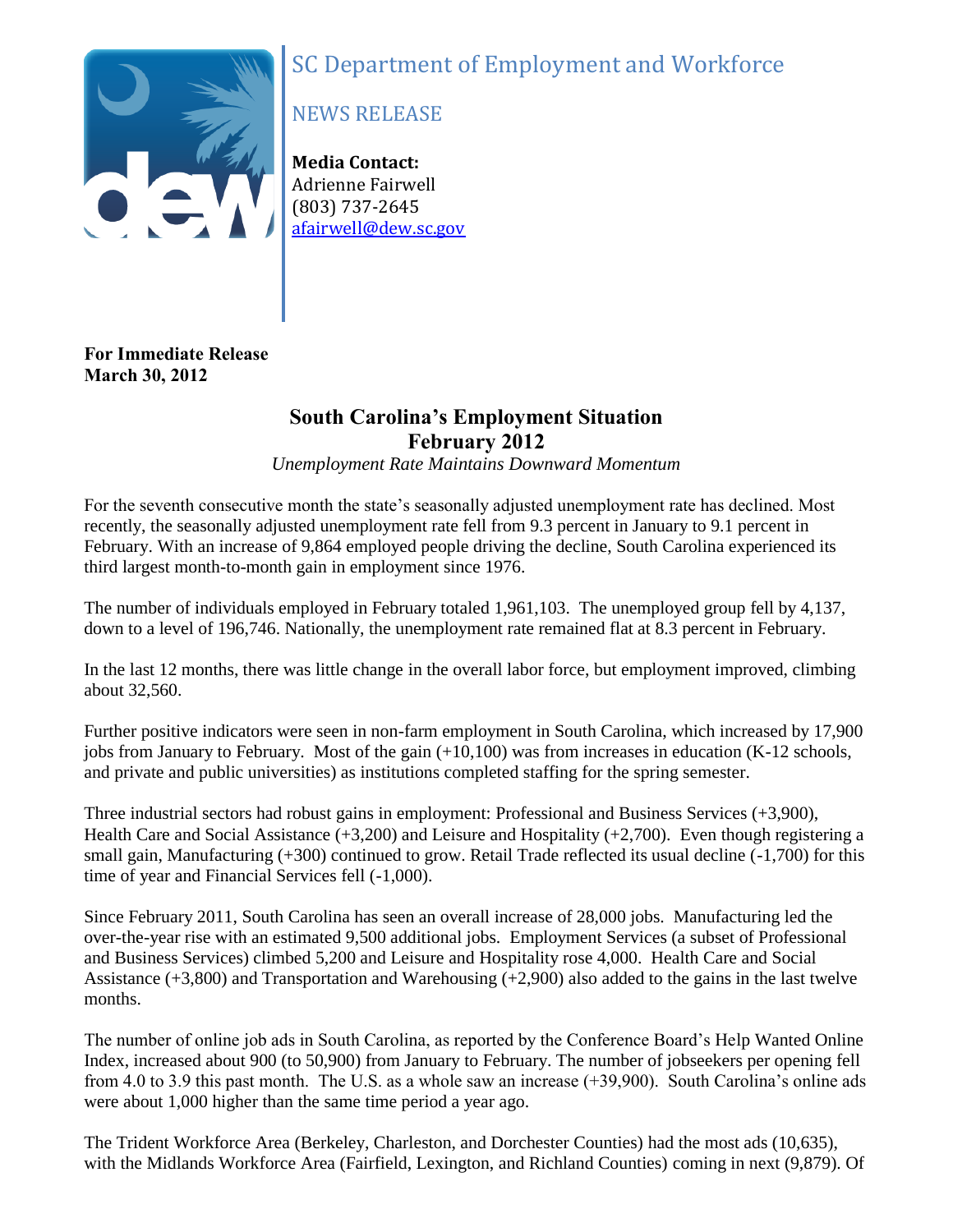SC Department of Employment and Workforce

NEWS RELEASE

**Media Contact:**
Adrienne Fairwell
(803) 737-2645
afairwell@dew.sc.gov

**For Immediate Release**
**March 30, 2012**

# South Carolina's Employment Situation
# February 2012

*Unemployment Rate Maintains Downward Momentum*

For the seventh consecutive month the state's seasonally adjusted unemployment rate has declined. Most recently, the seasonally adjusted unemployment rate fell from 9.3 percent in January to 9.1 percent in February. With an increase of 9,864 employed people driving the decline, South Carolina experienced its third largest month-to-month gain in employment since 1976.

The number of individuals employed in February totaled 1,961,103. The unemployed group fell by 4,137, down to a level of 196,746. Nationally, the unemployment rate remained flat at 8.3 percent in February.

In the last 12 months, there was little change in the overall labor force, but employment improved, climbing about 32,560.

Further positive indicators were seen in non-farm employment in South Carolina, which increased by 17,900 jobs from January to February. Most of the gain (+10,100) was from increases in education (K-12 schools, and private and public universities) as institutions completed staffing for the spring semester.

Three industrial sectors had robust gains in employment: Professional and Business Services (+3,900), Health Care and Social Assistance (+3,200) and Leisure and Hospitality (+2,700). Even though registering a small gain, Manufacturing (+300) continued to grow. Retail Trade reflected its usual decline (-1,700) for this time of year and Financial Services fell (-1,000).

Since February 2011, South Carolina has seen an overall increase of 28,000 jobs. Manufacturing led the over-the-year rise with an estimated 9,500 additional jobs. Employment Services (a subset of Professional and Business Services) climbed 5,200 and Leisure and Hospitality rose 4,000. Health Care and Social Assistance (+3,800) and Transportation and Warehousing (+2,900) also added to the gains in the last twelve months.

The number of online job ads in South Carolina, as reported by the Conference Board's Help Wanted Online Index, increased about 900 (to 50,900) from January to February. The number of jobseekers per opening fell from 4.0 to 3.9 this past month. The U.S. as a whole saw an increase (+39,900). South Carolina's online ads were about 1,000 higher than the same time period a year ago.

The Trident Workforce Area (Berkeley, Charleston, and Dorchester Counties) had the most ads (10,635), with the Midlands Workforce Area (Fairfield, Lexington, and Richland Counties) coming in next (9,879). Of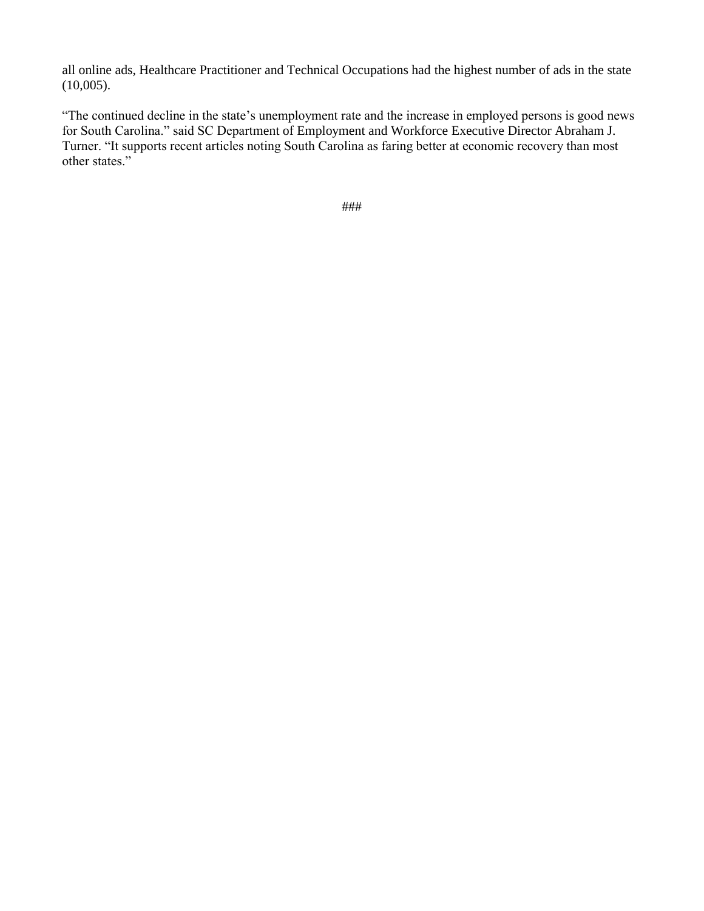all online ads, Healthcare Practitioner and Technical Occupations had the highest number of ads in the state (10,005).

"The continued decline in the state's unemployment rate and the increase in employed persons is good news for South Carolina." said SC Department of Employment and Workforce Executive Director Abraham J. Turner. "It supports recent articles noting South Carolina as faring better at economic recovery than most other states."

###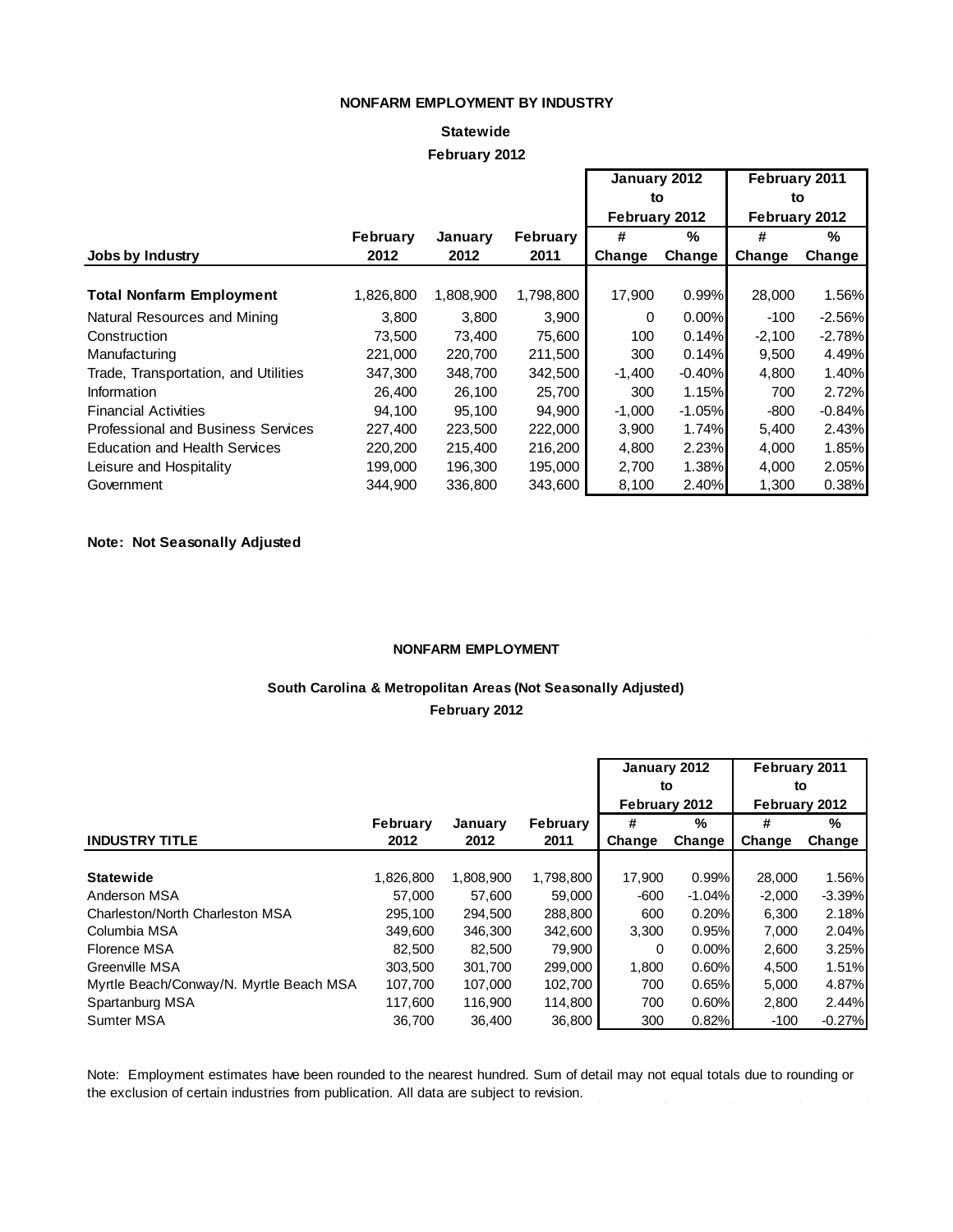## NONFARM EMPLOYMENT BY INDUSTRY

### Statewide

### February 2012

| | | | | January 2012 to February 2012 | | February 2011 to February 2012 | |
|---|---|---|---|---|---|---|---|
| **Jobs by Industry** | **February 2012** | **January 2012** | **February 2011** | **# Change** | **% Change** | **# Change** | **% Change** |
| **Total Nonfarm Employment** | 1,826,800 | 1,808,900 | 1,798,800 | 17,900 | 0.99% | 28,000 | 1.56% |
| Natural Resources and Mining | 3,800 | 3,800 | 3,900 | 0 | 0.00% | -100 | -2.56% |
| Construction | 73,500 | 73,400 | 75,600 | 100 | 0.14% | -2,100 | -2.78% |
| Manufacturing | 221,000 | 220,700 | 211,500 | 300 | 0.14% | 9,500 | 4.49% |
| Trade, Transportation, and Utilities | 347,300 | 348,700 | 342,500 | -1,400 | -0.40% | 4,800 | 1.40% |
| Information | 26,400 | 26,100 | 25,700 | 300 | 1.15% | 700 | 2.72% |
| Financial Activities | 94,100 | 95,100 | 94,900 | -1,000 | -1.05% | -800 | -0.84% |
| Professional and Business Services | 227,400 | 223,500 | 222,000 | 3,900 | 1.74% | 5,400 | 2.43% |
| Education and Health Services | 220,200 | 215,400 | 216,200 | 4,800 | 2.23% | 4,000 | 1.85% |
| Leisure and Hospitality | 199,000 | 196,300 | 195,000 | 2,700 | 1.38% | 4,000 | 2.05% |
| Government | 344,900 | 336,800 | 343,600 | 8,100 | 2.40% | 1,300 | 0.38% |

**Note: Not Seasonally Adjusted**

## NONFARM EMPLOYMENT

### South Carolina & Metropolitan Areas (Not Seasonally Adjusted)

### February 2012

| | | | | January 2012 to February 2012 | | February 2011 to February 2012 | |
|---|---|---|---|---|---|---|---|
| **INDUSTRY TITLE** | **February 2012** | **January 2012** | **February 2011** | **# Change** | **% Change** | **# Change** | **% Change** |
| **Statewide** | 1,826,800 | 1,808,900 | 1,798,800 | 17,900 | 0.99% | 28,000 | 1.56% |
| Anderson MSA | 57,000 | 57,600 | 59,000 | -600 | -1.04% | -2,000 | -3.39% |
| Charleston/North Charleston MSA | 295,100 | 294,500 | 288,800 | 600 | 0.20% | 6,300 | 2.18% |
| Columbia MSA | 349,600 | 346,300 | 342,600 | 3,300 | 0.95% | 7,000 | 2.04% |
| Florence MSA | 82,500 | 82,500 | 79,900 | 0 | 0.00% | 2,600 | 3.25% |
| Greenville MSA | 303,500 | 301,700 | 299,000 | 1,800 | 0.60% | 4,500 | 1.51% |
| Myrtle Beach/Conway/N. Myrtle Beach MSA | 107,700 | 107,000 | 102,700 | 700 | 0.65% | 5,000 | 4.87% |
| Spartanburg MSA | 117,600 | 116,900 | 114,800 | 700 | 0.60% | 2,800 | 2.44% |
| Sumter MSA | 36,700 | 36,400 | 36,800 | 300 | 0.82% | -100 | -0.27% |

Note: Employment estimates have been rounded to the nearest hundred. Sum of detail may not equal totals due to rounding or the exclusion of certain industries from publication. All data are subject to revision.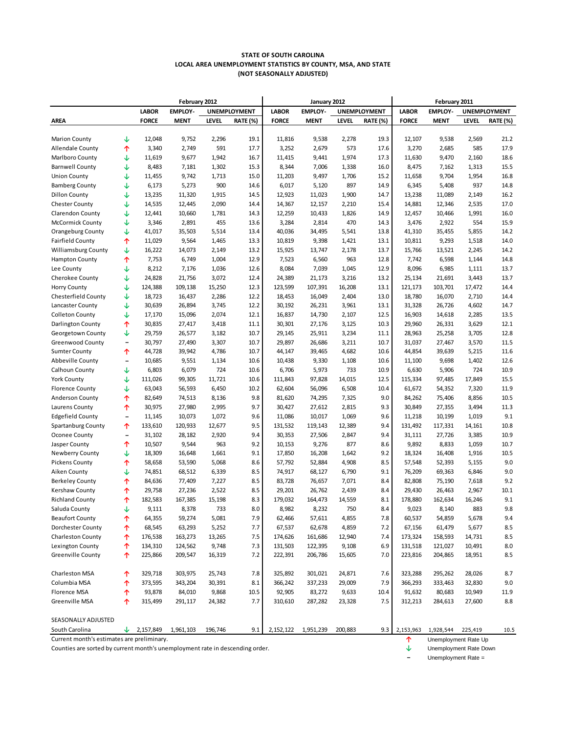# STATE OF SOUTH CAROLINA
## LOCAL AREA UNEMPLOYMENT STATISTICS BY COUNTY, MSA, AND STATE
### (NOT SEASONALLY ADJUSTED)

| | | February 2012 | | | | January 2012 | | | | February 2011 | | | |
|---|---|---|---|---|---|---|---|---|---|---|---|---|---|
| | | LABOR | EMPLOY- | UNEMPLOYMENT | | LABOR | EMPLOY- | UNEMPLOYMENT | | LABOR | EMPLOY- | UNEMPLOYMENT | |
| AREA | | FORCE | MENT | LEVEL | RATE (%) | FORCE | MENT | LEVEL | RATE (%) | FORCE | MENT | LEVEL | RATE (%) |
| Marion County | ↓ | 12,048 | 9,752 | 2,296 | 19.1 | 11,816 | 9,538 | 2,278 | 19.3 | 12,107 | 9,538 | 2,569 | 21.2 |
| Allendale County | ↑ | 3,340 | 2,749 | 591 | 17.7 | 3,252 | 2,679 | 573 | 17.6 | 3,270 | 2,685 | 585 | 17.9 |
| Marlboro County | ↓ | 11,619 | 9,677 | 1,942 | 16.7 | 11,415 | 9,441 | 1,974 | 17.3 | 11,630 | 9,470 | 2,160 | 18.6 |
| Barnwell County | ↓ | 8,483 | 7,181 | 1,302 | 15.3 | 8,344 | 7,006 | 1,338 | 16.0 | 8,475 | 7,162 | 1,313 | 15.5 |
| Union County | ↓ | 11,455 | 9,742 | 1,713 | 15.0 | 11,203 | 9,497 | 1,706 | 15.2 | 11,658 | 9,704 | 1,954 | 16.8 |
| Bamberg County | ↓ | 6,173 | 5,273 | 900 | 14.6 | 6,017 | 5,120 | 897 | 14.9 | 6,345 | 5,408 | 937 | 14.8 |
| Dillon County | ↓ | 13,235 | 11,320 | 1,915 | 14.5 | 12,923 | 11,023 | 1,900 | 14.7 | 13,238 | 11,089 | 2,149 | 16.2 |
| Chester County | ↓ | 14,535 | 12,445 | 2,090 | 14.4 | 14,367 | 12,157 | 2,210 | 15.4 | 14,881 | 12,346 | 2,535 | 17.0 |
| Clarendon County | ↓ | 12,441 | 10,660 | 1,781 | 14.3 | 12,259 | 10,433 | 1,826 | 14.9 | 12,457 | 10,466 | 1,991 | 16.0 |
| McCormick County | ↓ | 3,346 | 2,891 | 455 | 13.6 | 3,284 | 2,814 | 470 | 14.3 | 3,476 | 2,922 | 554 | 15.9 |
| Orangeburg County | ↓ | 41,017 | 35,503 | 5,514 | 13.4 | 40,036 | 34,495 | 5,541 | 13.8 | 41,310 | 35,455 | 5,855 | 14.2 |
| Fairfield County | ↑ | 11,029 | 9,564 | 1,465 | 13.3 | 10,819 | 9,398 | 1,421 | 13.1 | 10,811 | 9,293 | 1,518 | 14.0 |
| Williamsburg County | ↓ | 16,222 | 14,073 | 2,149 | 13.2 | 15,925 | 13,747 | 2,178 | 13.7 | 15,766 | 13,521 | 2,245 | 14.2 |
| Hampton County | ↑ | 7,753 | 6,749 | 1,004 | 12.9 | 7,523 | 6,560 | 963 | 12.8 | 7,742 | 6,598 | 1,144 | 14.8 |
| Lee County | ↓ | 8,212 | 7,176 | 1,036 | 12.6 | 8,084 | 7,039 | 1,045 | 12.9 | 8,096 | 6,985 | 1,111 | 13.7 |
| Cherokee County | ↓ | 24,828 | 21,756 | 3,072 | 12.4 | 24,389 | 21,173 | 3,216 | 13.2 | 25,134 | 21,691 | 3,443 | 13.7 |
| Horry County | ↓ | 124,388 | 109,138 | 15,250 | 12.3 | 123,599 | 107,391 | 16,208 | 13.1 | 121,173 | 103,701 | 17,472 | 14.4 |
| Chesterfield County | ↓ | 18,723 | 16,437 | 2,286 | 12.2 | 18,453 | 16,049 | 2,404 | 13.0 | 18,780 | 16,070 | 2,710 | 14.4 |
| Lancaster County | ↓ | 30,639 | 26,894 | 3,745 | 12.2 | 30,192 | 26,231 | 3,961 | 13.1 | 31,328 | 26,726 | 4,602 | 14.7 |
| Colleton County | ↓ | 17,170 | 15,096 | 2,074 | 12.1 | 16,837 | 14,730 | 2,107 | 12.5 | 16,903 | 14,618 | 2,285 | 13.5 |
| Darlington County | ↑ | 30,835 | 27,417 | 3,418 | 11.1 | 30,301 | 27,176 | 3,125 | 10.3 | 29,960 | 26,331 | 3,629 | 12.1 |
| Georgetown County | ↓ | 29,759 | 26,577 | 3,182 | 10.7 | 29,145 | 25,911 | 3,234 | 11.1 | 28,963 | 25,258 | 3,705 | 12.8 |
| Greenwood County | – | 30,797 | 27,490 | 3,307 | 10.7 | 29,897 | 26,686 | 3,211 | 10.7 | 31,037 | 27,467 | 3,570 | 11.5 |
| Sumter County | ↑ | 44,728 | 39,942 | 4,786 | 10.7 | 44,147 | 39,465 | 4,682 | 10.6 | 44,854 | 39,639 | 5,215 | 11.6 |
| Abbeville County | – | 10,685 | 9,551 | 1,134 | 10.6 | 10,438 | 9,330 | 1,108 | 10.6 | 11,100 | 9,698 | 1,402 | 12.6 |
| Calhoun County | ↓ | 6,803 | 6,079 | 724 | 10.6 | 6,706 | 5,973 | 733 | 10.9 | 6,630 | 5,906 | 724 | 10.9 |
| York County | ↓ | 111,026 | 99,305 | 11,721 | 10.6 | 111,843 | 97,828 | 14,015 | 12.5 | 115,334 | 97,485 | 17,849 | 15.5 |
| Florence County | ↓ | 63,043 | 56,593 | 6,450 | 10.2 | 62,604 | 56,096 | 6,508 | 10.4 | 61,672 | 54,352 | 7,320 | 11.9 |
| Anderson County | ↑ | 82,649 | 74,513 | 8,136 | 9.8 | 81,620 | 74,295 | 7,325 | 9.0 | 84,262 | 75,406 | 8,856 | 10.5 |
| Laurens County | ↑ | 30,975 | 27,980 | 2,995 | 9.7 | 30,427 | 27,612 | 2,815 | 9.3 | 30,849 | 27,355 | 3,494 | 11.3 |
| Edgefield County | – | 11,145 | 10,073 | 1,072 | 9.6 | 11,086 | 10,017 | 1,069 | 9.6 | 11,218 | 10,199 | 1,019 | 9.1 |
| Spartanburg County | ↑ | 133,610 | 120,933 | 12,677 | 9.5 | 131,532 | 119,143 | 12,389 | 9.4 | 131,492 | 117,331 | 14,161 | 10.8 |
| Oconee County | – | 31,102 | 28,182 | 2,920 | 9.4 | 30,353 | 27,506 | 2,847 | 9.4 | 31,111 | 27,726 | 3,385 | 10.9 |
| Jasper County | ↑ | 10,507 | 9,544 | 963 | 9.2 | 10,153 | 9,276 | 877 | 8.6 | 9,892 | 8,833 | 1,059 | 10.7 |
| Newberry County | ↓ | 18,309 | 16,648 | 1,661 | 9.1 | 17,850 | 16,208 | 1,642 | 9.2 | 18,324 | 16,408 | 1,916 | 10.5 |
| Pickens County | ↑ | 58,658 | 53,590 | 5,068 | 8.6 | 57,792 | 52,884 | 4,908 | 8.5 | 57,548 | 52,393 | 5,155 | 9.0 |
| Aiken County | ↓ | 74,851 | 68,512 | 6,339 | 8.5 | 74,917 | 68,127 | 6,790 | 9.1 | 76,209 | 69,363 | 6,846 | 9.0 |
| Berkeley County | ↑ | 84,636 | 77,409 | 7,227 | 8.5 | 83,728 | 76,657 | 7,071 | 8.4 | 82,808 | 75,190 | 7,618 | 9.2 |
| Kershaw County | ↑ | 29,758 | 27,236 | 2,522 | 8.5 | 29,201 | 26,762 | 2,439 | 8.4 | 29,430 | 26,463 | 2,967 | 10.1 |
| Richland County | ↑ | 182,583 | 167,385 | 15,198 | 8.3 | 179,032 | 164,473 | 14,559 | 8.1 | 178,880 | 162,634 | 16,246 | 9.1 |
| Saluda County | ↓ | 9,111 | 8,378 | 733 | 8.0 | 8,982 | 8,232 | 750 | 8.4 | 9,023 | 8,140 | 883 | 9.8 |
| Beaufort County | ↑ | 64,355 | 59,274 | 5,081 | 7.9 | 62,466 | 57,611 | 4,855 | 7.8 | 60,537 | 54,859 | 5,678 | 9.4 |
| Dorchester County | ↑ | 68,545 | 63,293 | 5,252 | 7.7 | 67,537 | 62,678 | 4,859 | 7.2 | 67,156 | 61,479 | 5,677 | 8.5 |
| Charleston County | ↑ | 176,538 | 163,273 | 13,265 | 7.5 | 174,626 | 161,686 | 12,940 | 7.4 | 173,324 | 158,593 | 14,731 | 8.5 |
| Lexington County | ↑ | 134,310 | 124,562 | 9,748 | 7.3 | 131,503 | 122,395 | 9,108 | 6.9 | 131,518 | 121,027 | 10,491 | 8.0 |
| Greenville County | ↑ | 225,866 | 209,547 | 16,319 | 7.2 | 222,391 | 206,786 | 15,605 | 7.0 | 223,816 | 204,865 | 18,951 | 8.5 |
| | | | | | | | | | | | | | |
| Charleston MSA | ↑ | 329,718 | 303,975 | 25,743 | 7.8 | 325,892 | 301,021 | 24,871 | 7.6 | 323,288 | 295,262 | 28,026 | 8.7 |
| Columbia MSA | ↑ | 373,595 | 343,204 | 30,391 | 8.1 | 366,242 | 337,233 | 29,009 | 7.9 | 366,293 | 333,463 | 32,830 | 9.0 |
| Florence MSA | ↑ | 93,878 | 84,010 | 9,868 | 10.5 | 92,905 | 83,272 | 9,633 | 10.4 | 91,632 | 80,683 | 10,949 | 11.9 |
| Greenville MSA | ↑ | 315,499 | 291,117 | 24,382 | 7.7 | 310,610 | 287,282 | 23,328 | 7.5 | 312,213 | 284,613 | 27,600 | 8.8 |
| | | | | | | | | | | | | | |
| SEASONALLY ADJUSTED | | | | | | | | | | | | | |
| South Carolina | ↓ | 2,157,849 | 1,961,103 | 196,746 | 9.1 | 2,152,122 | 1,951,239 | 200,883 | 9.3 | 2,153,963 | 1,928,544 | 225,419 | 10.5 |

Current month's estimates are preliminary.

Counties are sorted by current month's unemployment rate in descending order.

↑ Unemployment Rate Up

↓ Unemployment Rate Down

– Unemployment Rate =